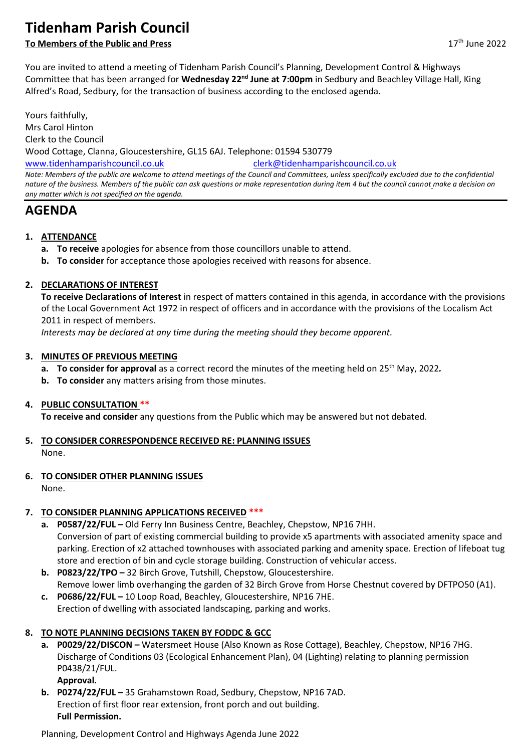# Tidenham Parish Council

**To Members of the Public and Press** 17th June 2022

You are invited to attend a meeting of Tidenham Parish Council's Planning, Development Control & Highways Committee that has been arranged for **Wednesday 22nd June at 7:00pm** in Sedbury and Beachley Village Hall, King Alfred's Road, Sedbury, for the transaction of business according to the enclosed agenda.

Yours faithfully,
Mrs Carol Hinton
Clerk to the Council
Wood Cottage, Clanna, Gloucestershire, GL15 6AJ. Telephone: 01594 530779
www.tidenhamparishcouncil.co.uk clerk@tidenhamparishcouncil.co.uk

*Note: Members of the public are welcome to attend meetings of the Council and Committees, unless specifically excluded due to the confidential nature of the business. Members of the public can ask questions or make representation during item 4 but the council cannot make a decision on any matter which is not specified on the agenda.*

## AGENDA

1. **ATTENDANCE**
   a. **To receive** apologies for absence from those councillors unable to attend.
   b. **To consider** for acceptance those apologies received with reasons for absence.

2. **DECLARATIONS OF INTEREST**
   **To receive Declarations of Interest** in respect of matters contained in this agenda, in accordance with the provisions of the Local Government Act 1972 in respect of officers and in accordance with the provisions of the Localism Act 2011 in respect of members.
   *Interests may be declared at any time during the meeting should they become apparent.*

3. **MINUTES OF PREVIOUS MEETING**
   a. **To consider for approval** as a correct record the minutes of the meeting held on 25th May, 2022**.**
   b. **To consider** any matters arising from those minutes.

4. **PUBLIC CONSULTATION** **
   **To receive and consider** any questions from the Public which may be answered but not debated.

5. **TO CONSIDER CORRESPONDENCE RECEIVED RE: PLANNING ISSUES**
   None.

6. **TO CONSIDER OTHER PLANNING ISSUES**
   None.

7. **TO CONSIDER PLANNING APPLICATIONS RECEIVED** ***
   a. **P0587/22/FUL –** Old Ferry Inn Business Centre, Beachley, Chepstow, NP16 7HH.
   Conversion of part of existing commercial building to provide x5 apartments with associated amenity space and parking. Erection of x2 attached townhouses with associated parking and amenity space. Erection of lifeboat tug store and erection of bin and cycle storage building. Construction of vehicular access.
   b. **P0823/22/TPO –** 32 Birch Grove, Tutshill, Chepstow, Gloucestershire.
   Remove lower limb overhanging the garden of 32 Birch Grove from Horse Chestnut covered by DFTPO50 (A1).
   c. **P0686/22/FUL –** 10 Loop Road, Beachley, Gloucestershire, NP16 7HE.
   Erection of dwelling with associated landscaping, parking and works.

8. **TO NOTE PLANNING DECISIONS TAKEN BY FODDC & GCC**
   a. **P0029/22/DISCON –** Watersmeet House (Also Known as Rose Cottage), Beachley, Chepstow, NP16 7HG.
   Discharge of Conditions 03 (Ecological Enhancement Plan), 04 (Lighting) relating to planning permission P0438/21/FUL.
   **Approval.**
   b. **P0274/22/FUL –** 35 Grahamstown Road, Sedbury, Chepstow, NP16 7AD.
   Erection of first floor rear extension, front porch and out building.
   **Full Permission.**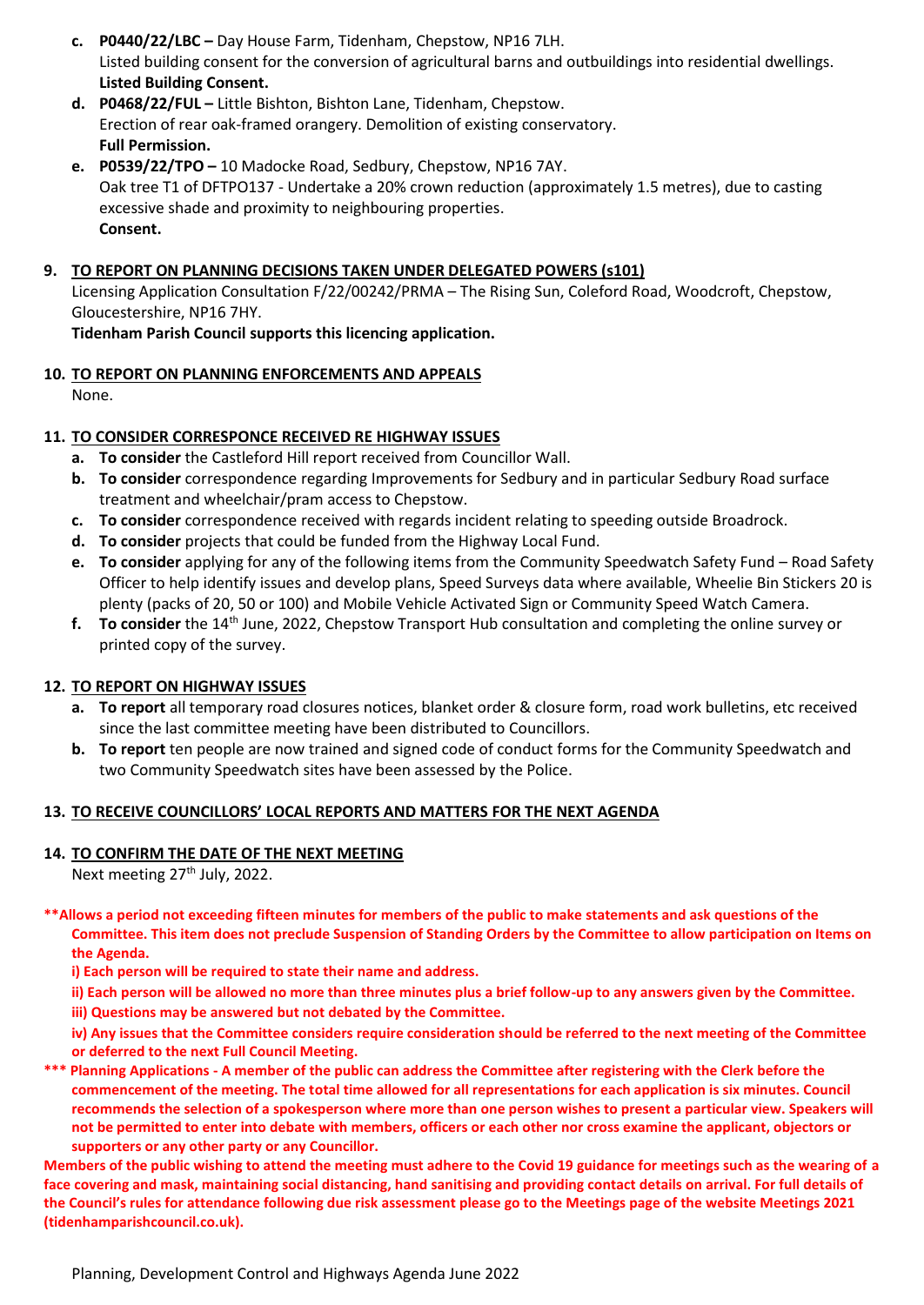c. **P0440/22/LBC –** Day House Farm, Tidenham, Chepstow, NP16 7LH.
   Listed building consent for the conversion of agricultural barns and outbuildings into residential dwellings.
   **Listed Building Consent.**

d. **P0468/22/FUL –** Little Bishton, Bishton Lane, Tidenham, Chepstow.
   Erection of rear oak-framed orangery. Demolition of existing conservatory.
   **Full Permission.**

e. **P0539/22/TPO –** 10 Madocke Road, Sedbury, Chepstow, NP16 7AY.
   Oak tree T1 of DFTPO137 - Undertake a 20% crown reduction (approximately 1.5 metres), due to casting excessive shade and proximity to neighbouring properties.
   **Consent.**

**9. TO REPORT ON PLANNING DECISIONS TAKEN UNDER DELEGATED POWERS (s101)**

Licensing Application Consultation F/22/00242/PRMA – The Rising Sun, Coleford Road, Woodcroft, Chepstow, Gloucestershire, NP16 7HY.

**Tidenham Parish Council supports this licencing application.**

**10. TO REPORT ON PLANNING ENFORCEMENTS AND APPEALS**

None.

**11. TO CONSIDER CORRESPONCE RECEIVED RE HIGHWAY ISSUES**

a. **To consider** the Castleford Hill report received from Councillor Wall.
b. **To consider** correspondence regarding Improvements for Sedbury and in particular Sedbury Road surface treatment and wheelchair/pram access to Chepstow.
c. **To consider** correspondence received with regards incident relating to speeding outside Broadrock.
d. **To consider** projects that could be funded from the Highway Local Fund.
e. **To consider** applying for any of the following items from the Community Speedwatch Safety Fund – Road Safety Officer to help identify issues and develop plans, Speed Surveys data where available, Wheelie Bin Stickers 20 is plenty (packs of 20, 50 or 100) and Mobile Vehicle Activated Sign or Community Speed Watch Camera.
f. **To consider** the 14th June, 2022, Chepstow Transport Hub consultation and completing the online survey or printed copy of the survey.

**12. TO REPORT ON HIGHWAY ISSUES**

a. **To report** all temporary road closures notices, blanket order & closure form, road work bulletins, etc received since the last committee meeting have been distributed to Councillors.
b. **To report** ten people are now trained and signed code of conduct forms for the Community Speedwatch and two Community Speedwatch sites have been assessed by the Police.

**13. TO RECEIVE COUNCILLORS' LOCAL REPORTS AND MATTERS FOR THE NEXT AGENDA**

**14. TO CONFIRM THE DATE OF THE NEXT MEETING**

Next meeting 27th July, 2022.

**\*\*Allows a period not exceeding fifteen minutes for members of the public to make statements and ask questions of the Committee. This item does not preclude Suspension of Standing Orders by the Committee to allow participation on Items on the Agenda.**

**i) Each person will be required to state their name and address.**

**ii) Each person will be allowed no more than three minutes plus a brief follow-up to any answers given by the Committee.**

**iii) Questions may be answered but not debated by the Committee.**

**iv) Any issues that the Committee considers require consideration should be referred to the next meeting of the Committee or deferred to the next Full Council Meeting.**

**\*\*\* Planning Applications - A member of the public can address the Committee after registering with the Clerk before the commencement of the meeting. The total time allowed for all representations for each application is six minutes. Council recommends the selection of a spokesperson where more than one person wishes to present a particular view. Speakers will not be permitted to enter into debate with members, officers or each other nor cross examine the applicant, objectors or supporters or any other party or any Councillor.**

**Members of the public wishing to attend the meeting must adhere to the Covid 19 guidance for meetings such as the wearing of a face covering and mask, maintaining social distancing, hand sanitising and providing contact details on arrival. For full details of the Council's rules for attendance following due risk assessment please go to the Meetings page of the website Meetings 2021 (tidenhamparishcouncil.co.uk).**